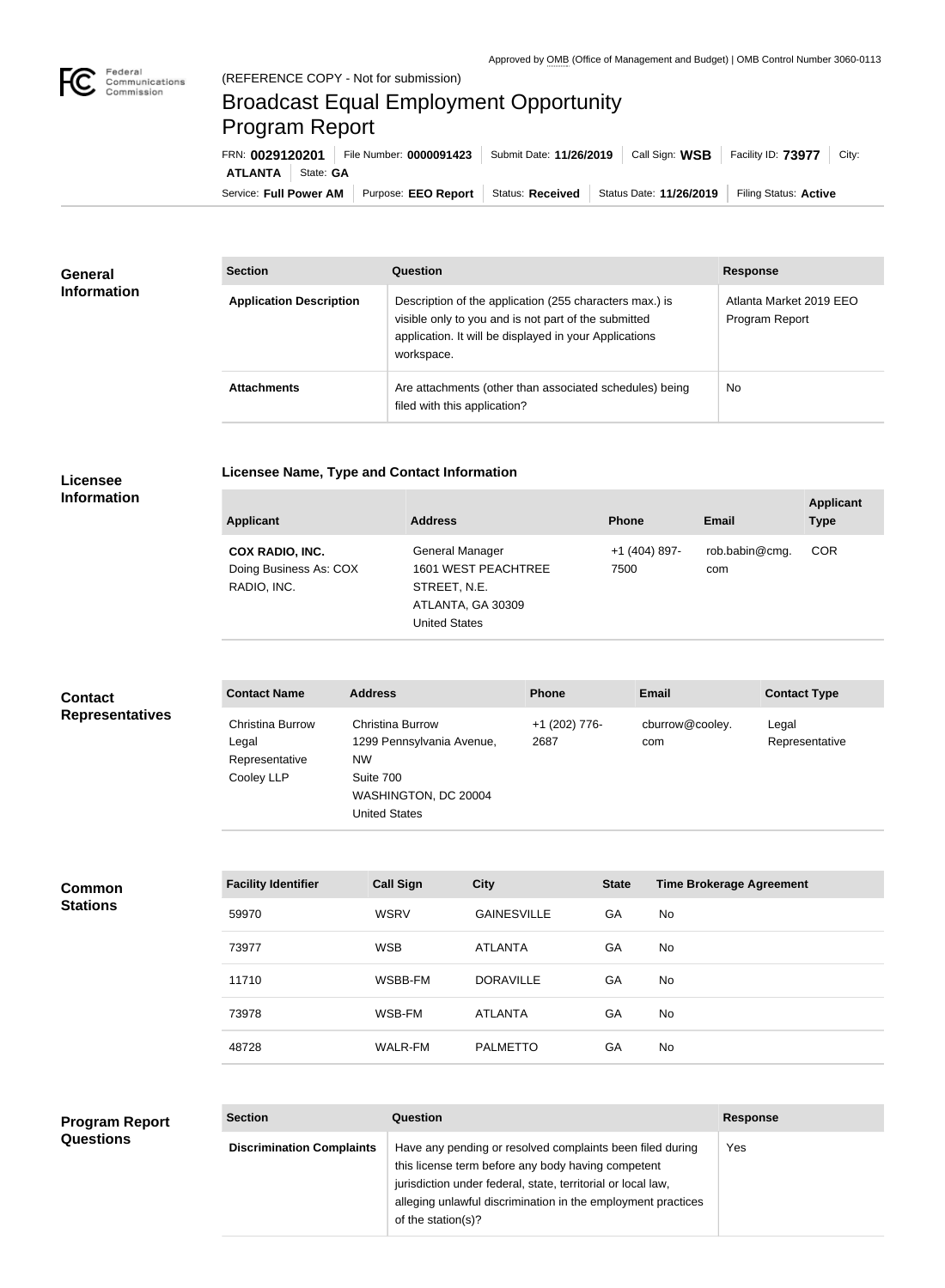Approved by OMB (Office of Management and Budget) | OMB Control Number 3060-0113

Federal Communications Commission

(REFERENCE COPY - Not for submission)

# Broadcast Equal Employment Opportunity Program Report

FRN: **0029120201** | File Number: **0000091423** | Submit Date: **11/26/2019** | Call Sign: **WSB** | Facility ID: **73977** | City: **ATLANTA** | State: **GA**

Service: **Full Power AM** | Purpose: **EEO Report** | Status: **Received** | Status Date: **11/26/2019** | Filing Status: **Active**

## General Information

| Section | Question | Response |
| --- | --- | --- |
| **Application Description** | Description of the application (255 characters max.) is visible only to you and is not part of the submitted application. It will be displayed in your Applications workspace. | Atlanta Market 2019 EEO Program Report |
| **Attachments** | Are attachments (other than associated schedules) being filed with this application? | No |

## Licensee Information

### Licensee Name, Type and Contact Information

| Applicant | Address | Phone | Email | Applicant Type |
| --- | --- | --- | --- | --- |
| **COX RADIO, INC.** Doing Business As: COX RADIO, INC. | General Manager 1601 WEST PEACHTREE STREET, N.E. ATLANTA, GA 30309 United States | +1 (404) 897-7500 | rob.babin@cmg.com | COR |

## Contact Representatives

| Contact Name | Address | Phone | Email | Contact Type |
| --- | --- | --- | --- | --- |
| Christina Burrow Legal Representative Cooley LLP | Christina Burrow 1299 Pennsylvania Avenue, NW Suite 700 WASHINGTON, DC 20004 United States | +1 (202) 776-2687 | cburrow@cooley.com | Legal Representative |

## Common Stations

| Facility Identifier | Call Sign | City | State | Time Brokerage Agreement |
| --- | --- | --- | --- | --- |
| 59970 | WSRV | GAINESVILLE | GA | No |
| 73977 | WSB | ATLANTA | GA | No |
| 11710 | WSBB-FM | DORAVILLE | GA | No |
| 73978 | WSB-FM | ATLANTA | GA | No |
| 48728 | WALR-FM | PALMETTO | GA | No |

## Program Report Questions

| Section | Question | Response |
| --- | --- | --- |
| **Discrimination Complaints** | Have any pending or resolved complaints been filed during this license term before any body having competent jurisdiction under federal, state, territorial or local law, alleging unlawful discrimination in the employment practices of the station(s)? | Yes |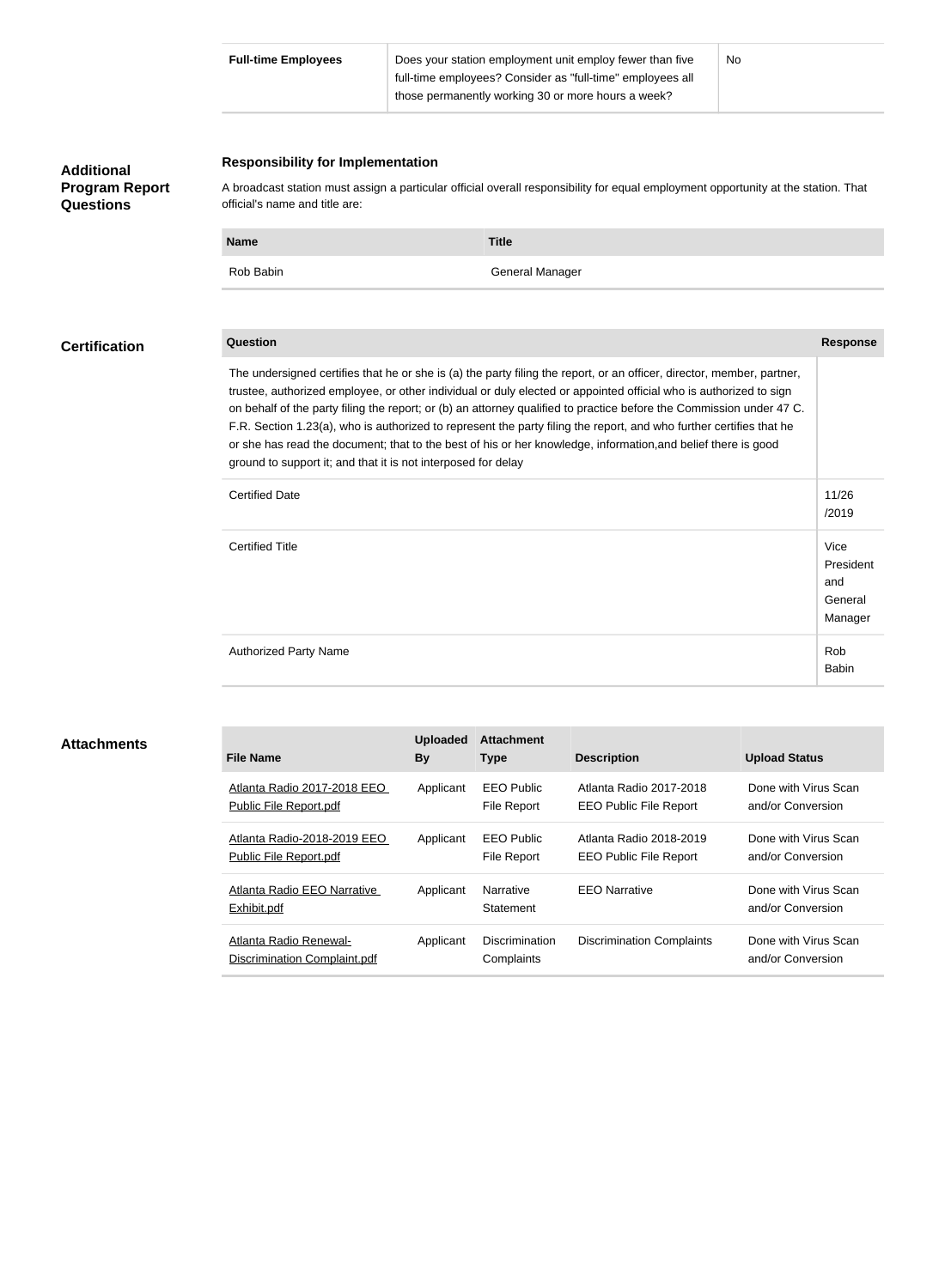| | | |
|---|---|---|
| **Full-time Employees** | Does your station employment unit employ fewer than five full-time employees? Consider as "full-time" employees all those permanently working 30 or more hours a week? | No |

## Additional Program Report Questions

### Responsibility for Implementation

A broadcast station must assign a particular official overall responsibility for equal employment opportunity at the station. That official's name and title are:

| Name | Title |
|---|---|
| Rob Babin | General Manager |

## Certification

| Question | Response |
|---|---|
| The undersigned certifies that he or she is (a) the party filing the report, or an officer, director, member, partner, trustee, authorized employee, or other individual or duly elected or appointed official who is authorized to sign on behalf of the party filing the report; or (b) an attorney qualified to practice before the Commission under 47 C. F.R. Section 1.23(a), who is authorized to represent the party filing the report, and who further certifies that he or she has read the document; that to the best of his or her knowledge, information,and belief there is good ground to support it; and that it is not interposed for delay | |
| Certified Date | 11/26/2019 |
| Certified Title | Vice President and General Manager |
| Authorized Party Name | Rob Babin |

## Attachments

| File Name | Uploaded By | Attachment Type | Description | Upload Status |
|---|---|---|---|---|
| Atlanta Radio 2017-2018 EEO Public File Report.pdf | Applicant | EEO Public File Report | Atlanta Radio 2017-2018 EEO Public File Report | Done with Virus Scan and/or Conversion |
| Atlanta Radio-2018-2019 EEO Public File Report.pdf | Applicant | EEO Public File Report | Atlanta Radio 2018-2019 EEO Public File Report | Done with Virus Scan and/or Conversion |
| Atlanta Radio EEO Narrative Exhibit.pdf | Applicant | Narrative Statement | EEO Narrative | Done with Virus Scan and/or Conversion |
| Atlanta Radio Renewal-Discrimination Complaint.pdf | Applicant | Discrimination Complaints | Discrimination Complaints | Done with Virus Scan and/or Conversion |